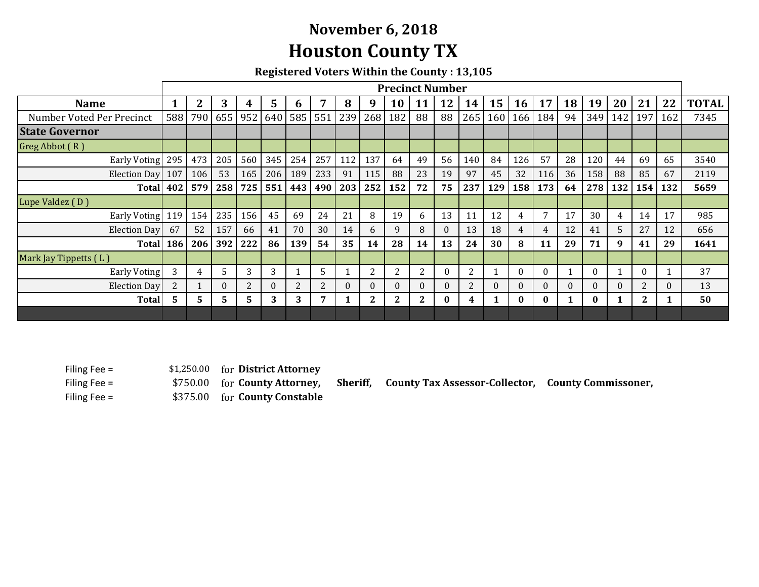# November 6, 2018

# Houston County TX

**Registered Voters Within the County : 13,105**

| | Precinct Number | | | | | | | | | | | | | | | | | | | | | | |
|---|---|---|---|---|---|---|---|---|---|---|---|---|---|---|---|---|---|---|---|---|---|---|---|
| **Name** | **1** | **2** | **3** | **4** | **5** | **6** | **7** | **8** | **9** | **10** | **11** | **12** | **14** | **15** | **16** | **17** | **18** | **19** | **20** | **21** | **22** | **TOTAL** |
| Number Voted Per Precinct | 588 | 790 | 655 | 952 | 640 | 585 | 551 | 239 | 268 | 182 | 88 | 88 | 265 | 160 | 166 | 184 | 94 | 349 | 142 | 197 | 162 | 7345 |
| **State Governor** | | | | | | | | | | | | | | | | | | | | | | |
| Greg Abbot ( R ) | | | | | | | | | | | | | | | | | | | | | | |
| Early Voting | 295 | 473 | 205 | 560 | 345 | 254 | 257 | 112 | 137 | 64 | 49 | 56 | 140 | 84 | 126 | 57 | 28 | 120 | 44 | 69 | 65 | 3540 |
| Election Day | 107 | 106 | 53 | 165 | 206 | 189 | 233 | 91 | 115 | 88 | 23 | 19 | 97 | 45 | 32 | 116 | 36 | 158 | 88 | 85 | 67 | 2119 |
| **Total** | **402** | **579** | **258** | **725** | **551** | **443** | **490** | **203** | **252** | **152** | **72** | **75** | **237** | **129** | **158** | **173** | **64** | **278** | **132** | **154** | **132** | **5659** |
| Lupe Valdez ( D ) | | | | | | | | | | | | | | | | | | | | | | |
| Early Voting | 119 | 154 | 235 | 156 | 45 | 69 | 24 | 21 | 8 | 19 | 6 | 13 | 11 | 12 | 4 | 7 | 17 | 30 | 4 | 14 | 17 | 985 |
| Election Day | 67 | 52 | 157 | 66 | 41 | 70 | 30 | 14 | 6 | 9 | 8 | 0 | 13 | 18 | 4 | 4 | 12 | 41 | 5 | 27 | 12 | 656 |
| **Total** | **186** | **206** | **392** | **222** | **86** | **139** | **54** | **35** | **14** | **28** | **14** | **13** | **24** | **30** | **8** | **11** | **29** | **71** | **9** | **41** | **29** | **1641** |
| Mark Jay Tippetts ( L ) | | | | | | | | | | | | | | | | | | | | | | |
| Early Voting | 3 | 4 | 5 | 3 | 3 | 1 | 5 | 1 | 2 | 2 | 2 | 0 | 2 | 1 | 0 | 0 | 1 | 0 | 1 | 0 | 1 | 37 |
| Election Day | 2 | 1 | 0 | 2 | 0 | 2 | 2 | 0 | 0 | 0 | 0 | 0 | 2 | 0 | 0 | 0 | 0 | 0 | 0 | 2 | 0 | 13 |
| **Total** | **5** | **5** | **5** | **5** | **3** | **3** | **7** | **1** | **2** | **2** | **2** | **0** | **4** | **1** | **0** | **0** | **1** | **0** | **1** | **2** | **1** | **50** |

Filing Fee = $1,250.00 for **District Attorney**

Filing Fee = $750.00 for **County Attorney, Sheriff, County Tax Assessor-Collector, County Commissoner,**

Filing Fee = $375.00 for **County Constable**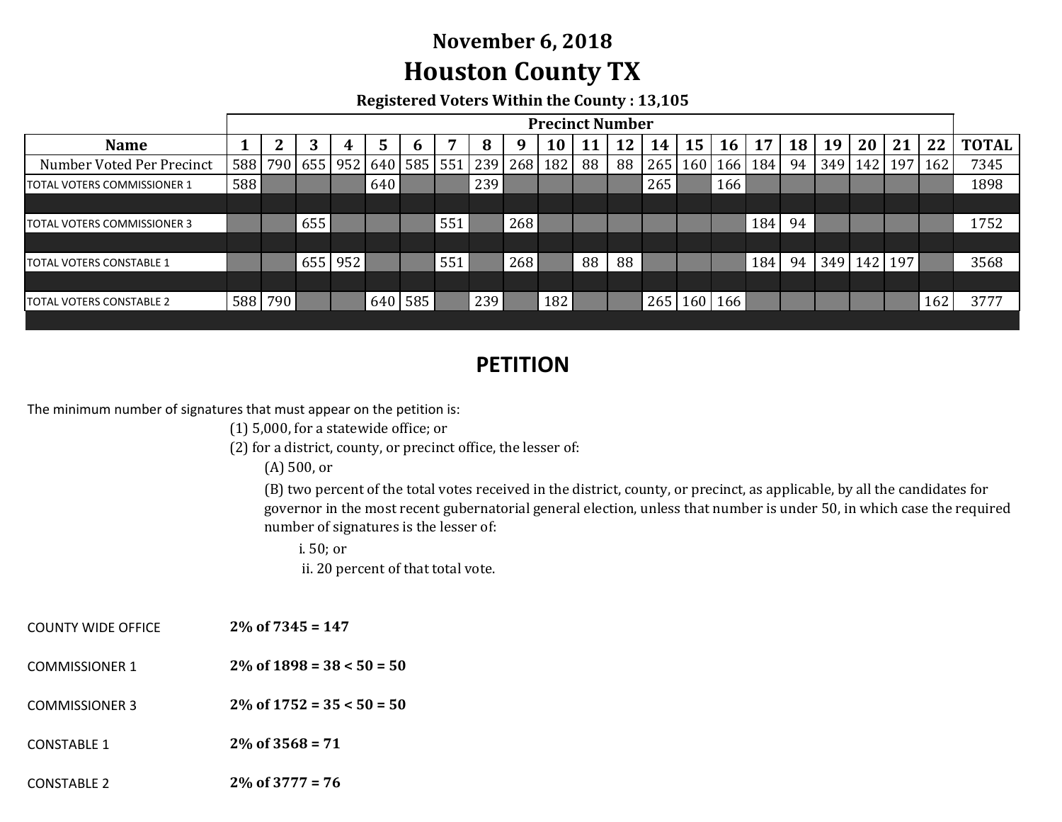**November 6, 2018**

# Houston County TX

**Registered Voters Within the County : 13,105**

| Name | Precinct Number | | | | | | | | | | | | | | | | | | | | | TOTAL |
|---|---|---|---|---|---|---|---|---|---|---|---|---|---|---|---|---|---|---|---|---|---|---|
| | 1 | 2 | 3 | 4 | 5 | 6 | 7 | 8 | 9 | 10 | 11 | 12 | 14 | 15 | 16 | 17 | 18 | 19 | 20 | 21 | 22 | |
| Number Voted Per Precinct | 588 | 790 | 655 | 952 | 640 | 585 | 551 | 239 | 268 | 182 | 88 | 88 | 265 | 160 | 166 | 184 | 94 | 349 | 142 | 197 | 162 | 7345 |
| TOTAL VOTERS COMMISSIONER 1 | 588 | | | | 640 | | | 239 | | | | | 265 | | 166 | | | | | | | 1898 |
| TOTAL VOTERS COMMISSIONER 3 | | | 655 | | | | 551 | | 268 | | | | | | | 184 | 94 | | | | | 1752 |
| TOTAL VOTERS CONSTABLE 1 | | | 655 | 952 | | | 551 | | 268 | | 88 | 88 | | | | 184 | 94 | 349 | 142 | 197 | | 3568 |
| TOTAL VOTERS CONSTABLE 2 | 588 | 790 | | | 640 | 585 | | 239 | | 182 | | | 265 | 160 | 166 | | | | | | 162 | 3777 |

## PETITION

The minimum number of signatures that must appear on the petition is:

(1) 5,000, for a statewide office; or

(2) for a district, county, or precinct office, the lesser of:

(A) 500, or

(B) two percent of the total votes received in the district, county, or precinct, as applicable, by all the candidates for governor in the most recent gubernatorial general election, unless that number is under 50, in which case the required number of signatures is the lesser of:

i. 50; or

ii. 20 percent of that total vote.

COUNTY WIDE OFFICE **2% of 7345 = 147**

COMMISSIONER 1 **2% of 1898 = 38 < 50 = 50**

COMMISSIONER 3 **2% of 1752 = 35 < 50 = 50**

CONSTABLE 1 **2% of 3568 = 71**

CONSTABLE 2 **2% of 3777 = 76**